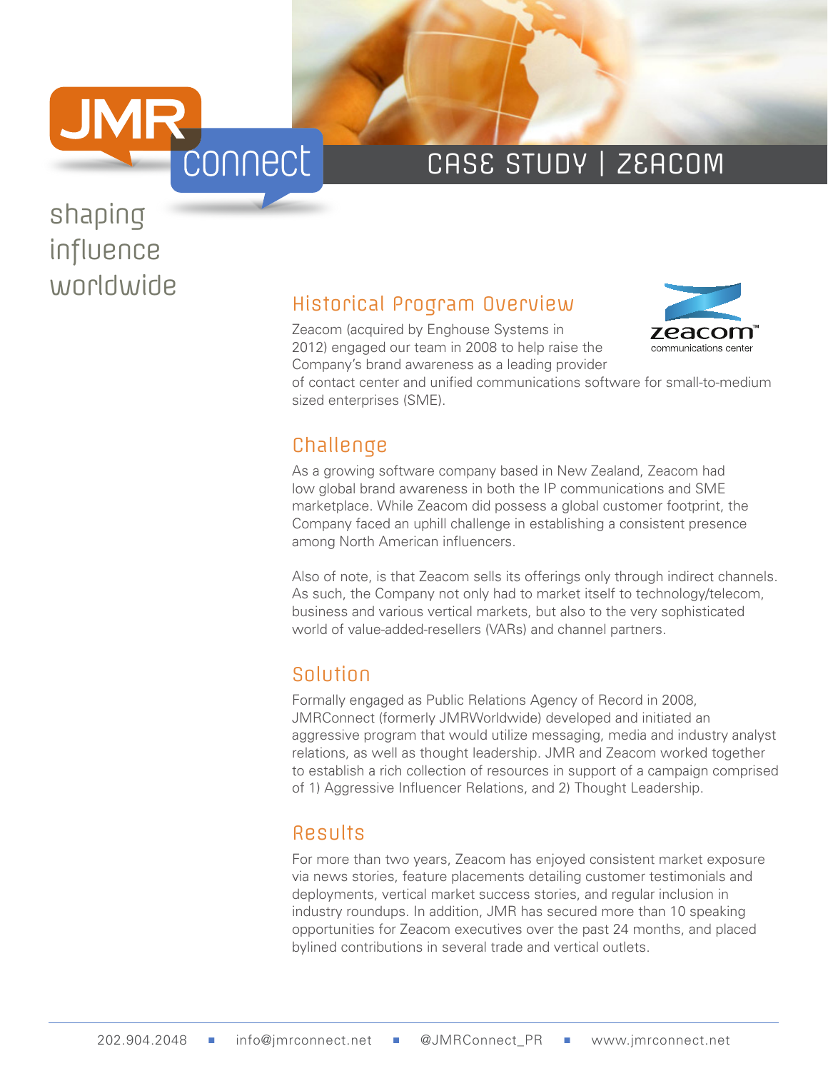JMR connect

shaping influence worldwide

# CASE STUDY | ZEACOM

## Historical Program Overview

Zeacom (acquired by Enghouse Systems in 2012) engaged our team in 2008 to help raise the Company's brand awareness as a leading provider of contact center and unified communications software for small-to-medium sized enterprises (SME).

## Challenge

As a growing software company based in New Zealand, Zeacom had low global brand awareness in both the IP communications and SME marketplace. While Zeacom did possess a global customer footprint, the Company faced an uphill challenge in establishing a consistent presence among North American influencers.

Also of note, is that Zeacom sells its offerings only through indirect channels. As such, the Company not only had to market itself to technology/telecom, business and various vertical markets, but also to the very sophisticated world of value-added-resellers (VARs) and channel partners.

## Solution

Formally engaged as Public Relations Agency of Record in 2008, JMRConnect (formerly JMRWorldwide) developed and initiated an aggressive program that would utilize messaging, media and industry analyst relations, as well as thought leadership. JMR and Zeacom worked together to establish a rich collection of resources in support of a campaign comprised of 1) Aggressive Influencer Relations, and 2) Thought Leadership.

## Results

For more than two years, Zeacom has enjoyed consistent market exposure via news stories, feature placements detailing customer testimonials and deployments, vertical market success stories, and regular inclusion in industry roundups. In addition, JMR has secured more than 10 speaking opportunities for Zeacom executives over the past 24 months, and placed bylined contributions in several trade and vertical outlets.

202.904.2048 ■ info@jmrconnect.net ■ @JMRConnect_PR ■ www.jmrconnect.net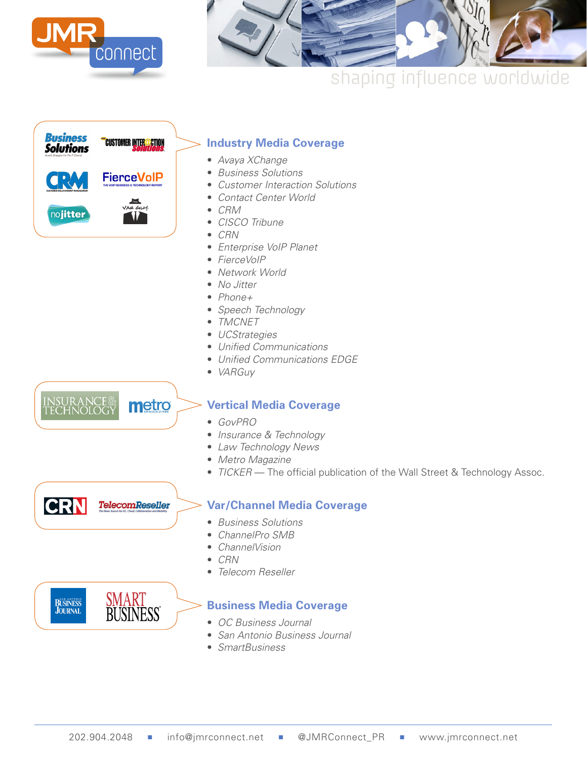## Industry Media Coverage

- *Avaya XChange*
- *Business Solutions*
- *Customer Interaction Solutions*
- *Contact Center World*
- *CRM*
- *CISCO Tribune*
- *CRN*
- *Enterprise VoIP Planet*
- *FierceVoIP*
- *Network World*
- *No Jitter*
- *Phone+*
- *Speech Technology*
- *TMCNET*
- *UCStrategies*
- *Unified Communications*
- *Unified Communications EDGE*
- *VARGuy*

## Vertical Media Coverage

- *GovPRO*
- *Insurance & Technology*
- *Law Technology News*
- *Metro Magazine*
- *TICKER* — The official publication of the Wall Street & Technology Assoc.

## Var/Channel Media Coverage

- *Business Solutions*
- *ChannelPro SMB*
- *ChannelVision*
- *CRN*
- *Telecom Reseller*

## Business Media Coverage

- *OC Business Journal*
- *San Antonio Business Journal*
- *SmartBusiness*

202.904.2048 ■ info@jmrconnect.net ■ @JMRConnect_PR ■ www.jmrconnect.net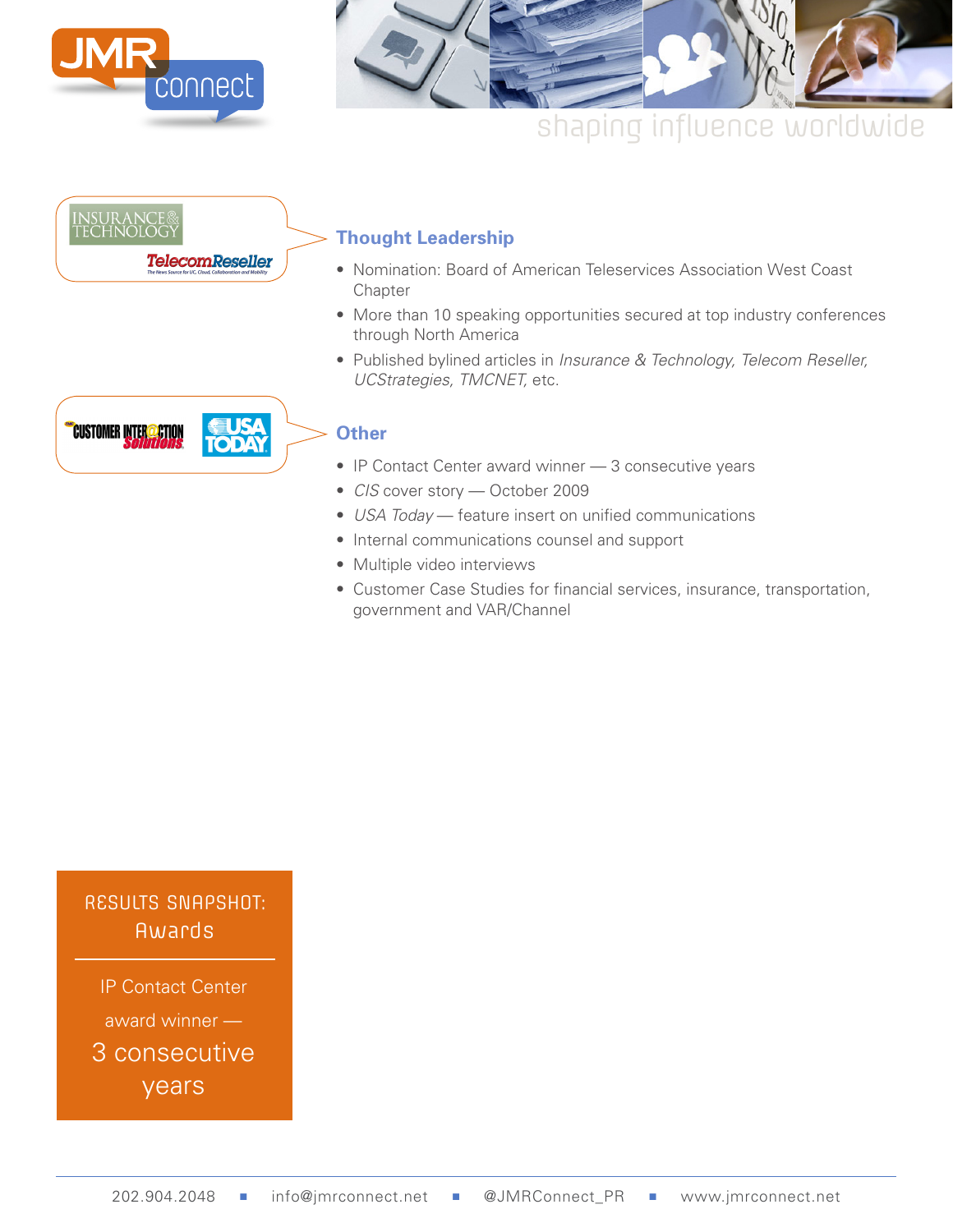shaping influence worldwide

## Thought Leadership

- Nomination: Board of American Teleservices Association West Coast Chapter
- More than 10 speaking opportunities secured at top industry conferences through North America
- Published bylined articles in *Insurance & Technology, Telecom Reseller, UCStrategies, TMCNET,* etc.

## Other

- IP Contact Center award winner — 3 consecutive years
- *CIS* cover story — October 2009
- *USA Today* — feature insert on unified communications
- Internal communications counsel and support
- Multiple video interviews
- Customer Case Studies for financial services, insurance, transportation, government and VAR/Channel

**RESULTS SNAPSHOT: Awards**

IP Contact Center award winner — 3 consecutive years

202.904.2048 ■ info@jmrconnect.net ■ @JMRConnect_PR ■ www.jmrconnect.net